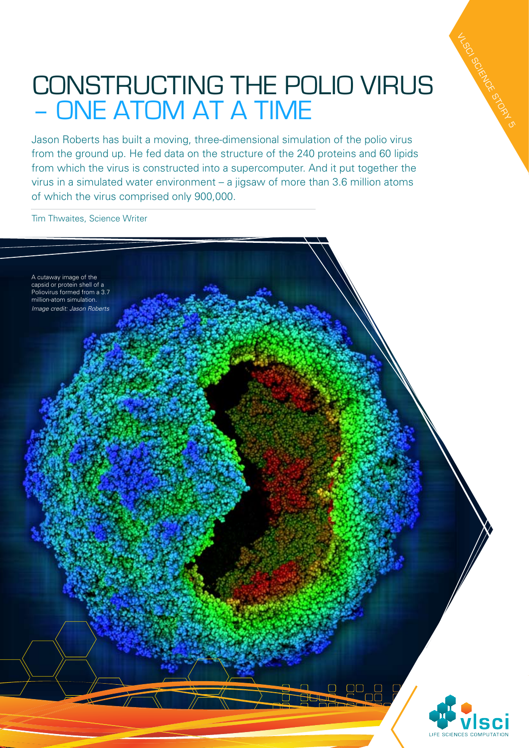# CONSTRUCTING THE POLIO VIRUS – ONE ATOM AT A TIME

VLSCI SCIENCE STORY 5

Jason Roberts has built a moving, three-dimensional simulation of the polio virus from the ground up. He fed data on the structure of the 240 proteins and 60 lipids from which the virus is constructed into a supercomputer. And it put together the virus in a simulated water environment – a jigsaw of more than 3.6 million atoms of which the virus comprised only 900,000.

Tim Thwaites, Science Writer

A cutaway image of the capsid or protein shell of a Poliovirus formed from a 3.7 million-atom simulation.
*Image credit: Jason Roberts*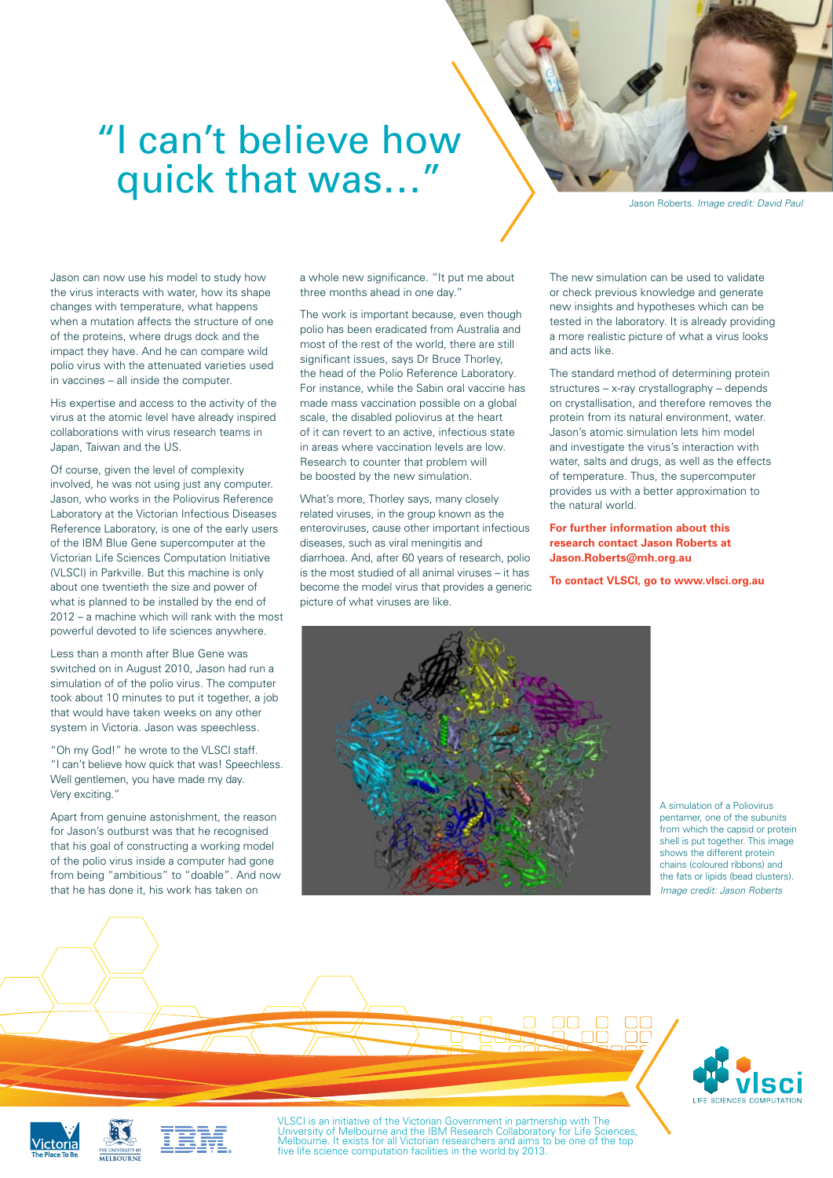# "I can't believe how quick that was..."

Jason Roberts. *Image credit: David Paul*

Jason can now use his model to study how the virus interacts with water, how its shape changes with temperature, what happens when a mutation affects the structure of one of the proteins, where drugs dock and the impact they have. And he can compare wild polio virus with the attenuated varieties used in vaccines – all inside the computer.

His expertise and access to the activity of the virus at the atomic level have already inspired collaborations with virus research teams in Japan, Taiwan and the US.

Of course, given the level of complexity involved, he was not using just any computer. Jason, who works in the Poliovirus Reference Laboratory at the Victorian Infectious Diseases Reference Laboratory, is one of the early users of the IBM Blue Gene supercomputer at the Victorian Life Sciences Computation Initiative (VLSCI) in Parkville. But this machine is only about one twentieth the size and power of what is planned to be installed by the end of 2012 – a machine which will rank with the most powerful devoted to life sciences anywhere.

Less than a month after Blue Gene was switched on in August 2010, Jason had run a simulation of of the polio virus. The computer took about 10 minutes to put it together, a job that would have taken weeks on any other system in Victoria. Jason was speechless.

"Oh my God!" he wrote to the VLSCI staff. "I can't believe how quick that was! Speechless. Well gentlemen, you have made my day. Very exciting."

Apart from genuine astonishment, the reason for Jason's outburst was that he recognised that his goal of constructing a working model of the polio virus inside a computer had gone from being "ambitious" to "doable". And now that he has done it, his work has taken on a whole new significance. "It put me about three months ahead in one day."

The work is important because, even though polio has been eradicated from Australia and most of the rest of the world, there are still significant issues, says Dr Bruce Thorley, the head of the Polio Reference Laboratory. For instance, while the Sabin oral vaccine has made mass vaccination possible on a global scale, the disabled poliovirus at the heart of it can revert to an active, infectious state in areas where vaccination levels are low. Research to counter that problem will be boosted by the new simulation.

What's more, Thorley says, many closely related viruses, in the group known as the enteroviruses, cause other important infectious diseases, such as viral meningitis and diarrhoea. And, after 60 years of research, polio is the most studied of all animal viruses – it has become the model virus that provides a generic picture of what viruses are like.

The new simulation can be used to validate or check previous knowledge and generate new insights and hypotheses which can be tested in the laboratory. It is already providing a more realistic picture of what a virus looks and acts like.

The standard method of determining protein structures – x-ray crystallography – depends on crystallisation, and therefore removes the protein from its natural environment, water. Jason's atomic simulation lets him model and investigate the virus's interaction with water, salts and drugs, as well as the effects of temperature. Thus, the supercomputer provides us with a better approximation to the natural world.

**For further information about this research contact Jason Roberts at Jason.Roberts@mh.org.au**

**To contact VLSCI, go to www.vlsci.org.au**

A simulation of a Poliovirus pentamer, one of the subunits from which the capsid or protein shell is put together. This image shows the different protein chains (coloured ribbons) and the fats or lipids (bead clusters). *Image credit: Jason Roberts*

VLSCI is an initiative of the Victorian Government in partnership with The University of Melbourne and the IBM Research Collaboratory for Life Sciences, Melbourne. It exists for all Victorian researchers and aims to be one of the top five life science computation facilities in the world by 2013.